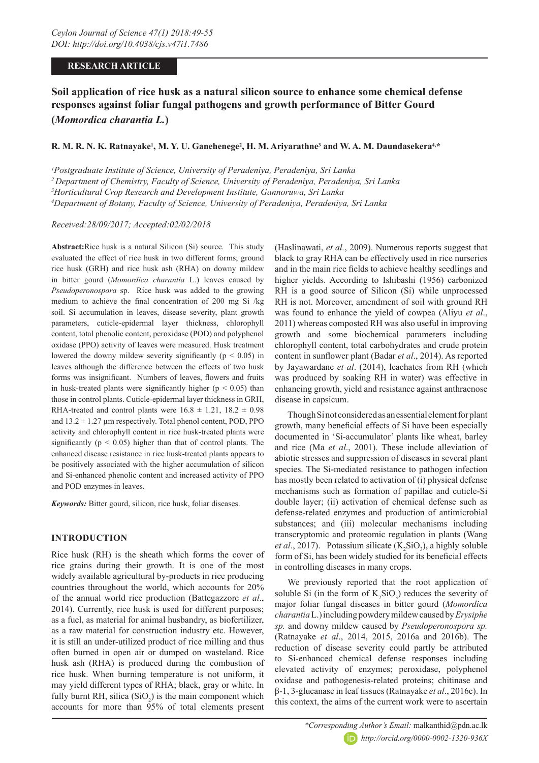**RESEARCH ARTICLE**

# Soil application of rice husk as a natural silicon source to enhance some chemical defense responses against foliar fungal pathogens and growth performance of Bitter Gourd (*Momordica charantia L.*)

**R. M. R. N. K. Ratnayake[1], M. Y. U. Ganehenege[2], H. M. Ariyarathne[3] and W. A. M. Daundasekera[4,*]**

[1] *Postgraduate Institute of Science, University of Peradeniya, Peradeniya, Sri Lanka*
[2] *Department of Chemistry, Faculty of Science, University of Peradeniya, Peradeniya, Sri Lanka*
[3] *Horticultural Crop Research and Development Institute, Gannoruwa, Sri Lanka*
[4] *Department of Botany, Faculty of Science, University of Peradeniya, Peradeniya, Sri Lanka*

*Received:28/09/2017; Accepted:02/02/2018*

**Abstract:** Rice husk is a natural Silicon (Si) source. This study evaluated the effect of rice husk in two different forms; ground rice husk (GRH) and rice husk ash (RHA) on downy mildew in bitter gourd (*Momordica charantia* L.) leaves caused by *Pseudoperonospora* sp. Rice husk was added to the growing medium to achieve the final concentration of 200 mg Si /kg soil. Si accumulation in leaves, disease severity, plant growth parameters, cuticle-epidermal layer thickness, chlorophyll content, total phenolic content, peroxidase (POD) and polyphenol oxidase (PPO) activity of leaves were measured. Husk treatment lowered the downy mildew severity significantly ($p < 0.05$) in leaves although the difference between the effects of two husk forms was insignificant. Numbers of leaves, flowers and fruits in husk-treated plants were significantly higher ($p < 0.05$) than those in control plants. Cuticle-epidermal layer thickness in GRH, RHA-treated and control plants were $16.8 \pm 1.21$, $18.2 \pm 0.98$ and $13.2 \pm 1.27$ µm respectively. Total phenol content, POD, PPO activity and chlorophyll content in rice husk-treated plants were significantly ($p < 0.05$) higher than that of control plants. The enhanced disease resistance in rice husk-treated plants appears to be positively associated with the higher accumulation of silicon and Si-enhanced phenolic content and increased activity of PPO and POD enzymes in leaves.

***Keywords:*** Bitter gourd, silicon, rice husk, foliar diseases.

## INTRODUCTION

Rice husk (RH) is the sheath which forms the cover of rice grains during their growth. It is one of the most widely available agricultural by-products in rice producing countries throughout the world, which accounts for 20% of the annual world rice production (Battegazzore *et al*., 2014). Currently, rice husk is used for different purposes; as a fuel, as material for animal husbandry, as biofertilizer, as a raw material for construction industry etc. However, it is still an under-utilized product of rice milling and thus often burned in open air or dumped on wasteland. Rice husk ash (RHA) is produced during the combustion of rice husk. When burning temperature is not uniform, it may yield different types of RHA; black, gray or white. In fully burnt RH, silica ($SiO_2$) is the main component which accounts for more than 95% of total elements present (Haslinawati, *et al.*, 2009). Numerous reports suggest that black to gray RHA can be effectively used in rice nurseries and in the main rice fields to achieve healthy seedlings and higher yields. According to Ishibashi (1956) carbonized RH is a good source of Silicon (Si) while unprocessed RH is not. Moreover, amendment of soil with ground RH was found to enhance the yield of cowpea (Aliyu *et al*., 2011) whereas composted RH was also useful in improving growth and some biochemical parameters including chlorophyll content, total carbohydrates and crude protein content in sunflower plant (Badar *et al*., 2014). As reported by Jayawardane *et al*. (2014), leachates from RH (which was produced by soaking RH in water) was effective in enhancing growth, yield and resistance against anthracnose disease in capsicum.

Though Si not considered as an essential element for plant growth, many beneficial effects of Si have been especially documented in 'Si-accumulator' plants like wheat, barley and rice (Ma *et al*., 2001). These include alleviation of abiotic stresses and suppression of diseases in several plant species. The Si-mediated resistance to pathogen infection has mostly been related to activation of (i) physical defense mechanisms such as formation of papillae and cuticle-Si double layer; (ii) activation of chemical defense such as defense-related enzymes and production of antimicrobial substances; and (iii) molecular mechanisms including transcryptomic and proteomic regulation in plants (Wang *et al*., 2017). Potassium silicate ($K_2SiO_3$), a highly soluble form of Si, has been widely studied for its beneficial effects in controlling diseases in many crops.

We previously reported that the root application of soluble Si (in the form of $K_2SiO_3$) reduces the severity of major foliar fungal diseases in bitter gourd (*Momordica charantia* L.) including powdery mildew caused by *Erysiphe sp.* and downy mildew caused by *Pseudoperonospora sp.* (Ratnayake *et al*., 2014, 2015, 2016a and 2016b). The reduction of disease severity could partly be attributed to Si-enhanced chemical defense responses including elevated activity of enzymes; peroxidase, polyphenol oxidase and pathogenesis-related proteins; chitinase and β-1, 3-glucanase in leaf tissues (Ratnayake *et al*., 2016c). In this context, the aims of the current work were to ascertain

*\*Corresponding Author's Email:* malkanthid@pdn.ac.lk
*http://orcid.org/0000-0002-1320-936X*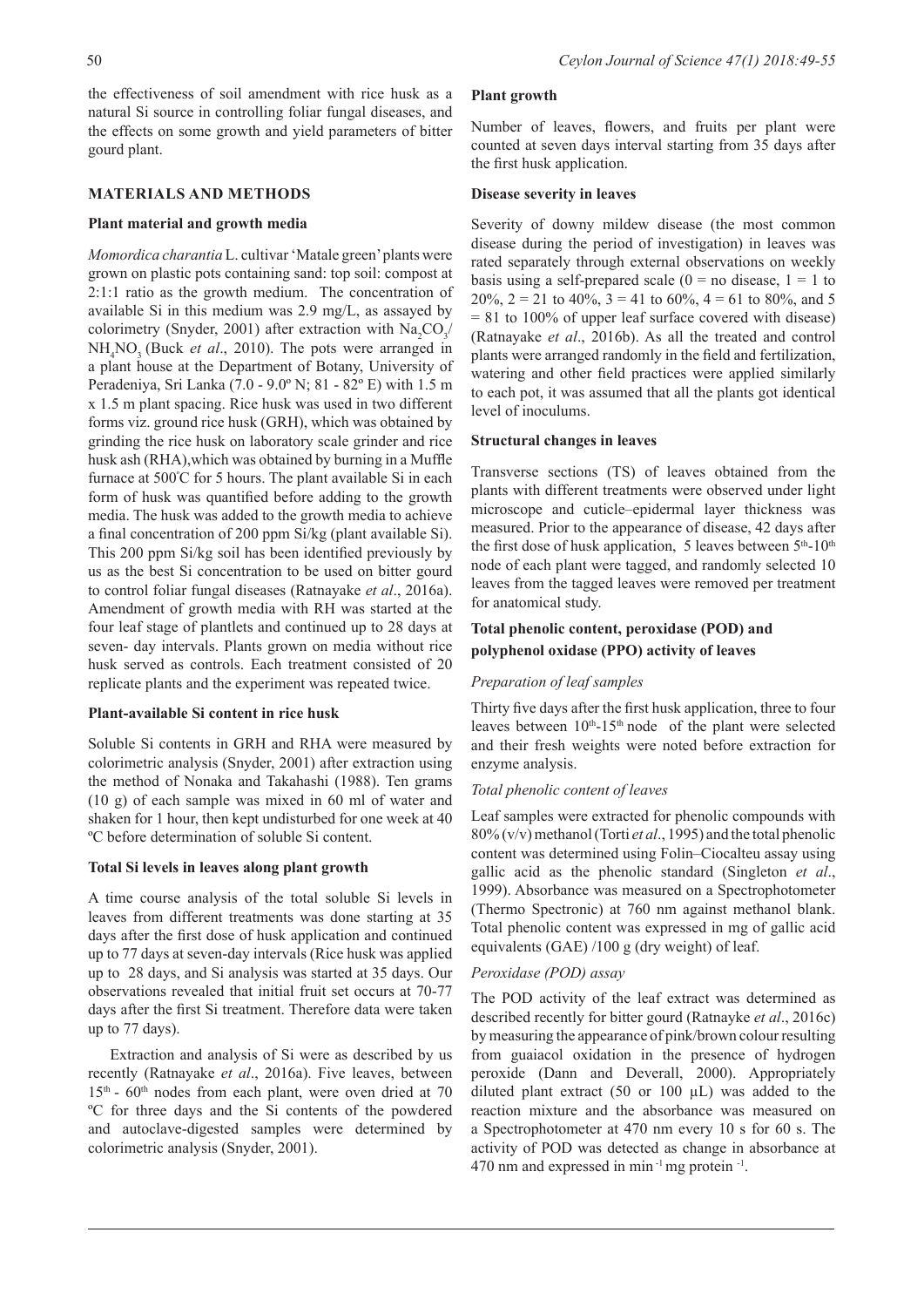the effectiveness of soil amendment with rice husk as a natural Si source in controlling foliar fungal diseases, and the effects on some growth and yield parameters of bitter gourd plant.

## MATERIALS AND METHODS

### Plant material and growth media

*Momordica charantia* L. cultivar 'Matale green' plants were grown on plastic pots containing sand: top soil: compost at 2:1:1 ratio as the growth medium. The concentration of available Si in this medium was 2.9 mg/L, as assayed by colorimetry (Snyder, 2001) after extraction with $Na_2CO_3$/$NH_4NO_3$ (Buck *et al*., 2010). The pots were arranged in a plant house at the Department of Botany, University of Peradeniya, Sri Lanka (7.0 - 9.0º N; 81 - 82º E) with 1.5 m x 1.5 m plant spacing. Rice husk was used in two different forms viz. ground rice husk (GRH), which was obtained by grinding the rice husk on laboratory scale grinder and rice husk ash (RHA),which was obtained by burning in a Muffle furnace at 500°C for 5 hours. The plant available Si in each form of husk was quantified before adding to the growth media. The husk was added to the growth media to achieve a final concentration of 200 ppm Si/kg (plant available Si). This 200 ppm Si/kg soil has been identified previously by us as the best Si concentration to be used on bitter gourd to control foliar fungal diseases (Ratnayake *et al*., 2016a). Amendment of growth media with RH was started at the four leaf stage of plantlets and continued up to 28 days at seven- day intervals. Plants grown on media without rice husk served as controls. Each treatment consisted of 20 replicate plants and the experiment was repeated twice.

### Plant-available Si content in rice husk

Soluble Si contents in GRH and RHA were measured by colorimetric analysis (Snyder, 2001) after extraction using the method of Nonaka and Takahashi (1988). Ten grams (10 g) of each sample was mixed in 60 ml of water and shaken for 1 hour, then kept undisturbed for one week at 40 ºC before determination of soluble Si content.

### Total Si levels in leaves along plant growth

A time course analysis of the total soluble Si levels in leaves from different treatments was done starting at 35 days after the first dose of husk application and continued up to 77 days at seven-day intervals (Rice husk was applied up to 28 days, and Si analysis was started at 35 days. Our observations revealed that initial fruit set occurs at 70-77 days after the first Si treatment. Therefore data were taken up to 77 days).

Extraction and analysis of Si were as described by us recently (Ratnayake *et al*., 2016a). Five leaves, between 15th - 60th nodes from each plant, were oven dried at 70 ºC for three days and the Si contents of the powdered and autoclave-digested samples were determined by colorimetric analysis (Snyder, 2001).

### Plant growth

Number of leaves, flowers, and fruits per plant were counted at seven days interval starting from 35 days after the first husk application.

### Disease severity in leaves

Severity of downy mildew disease (the most common disease during the period of investigation) in leaves was rated separately through external observations on weekly basis using a self-prepared scale (0 = no disease, 1 = 1 to 20%, 2 = 21 to 40%, 3 = 41 to 60%, 4 = 61 to 80%, and 5 = 81 to 100% of upper leaf surface covered with disease) (Ratnayake *et al*., 2016b). As all the treated and control plants were arranged randomly in the field and fertilization, watering and other field practices were applied similarly to each pot, it was assumed that all the plants got identical level of inoculums.

### Structural changes in leaves

Transverse sections (TS) of leaves obtained from the plants with different treatments were observed under light microscope and cuticle–epidermal layer thickness was measured. Prior to the appearance of disease, 42 days after the first dose of husk application, 5 leaves between 5th-10th node of each plant were tagged, and randomly selected 10 leaves from the tagged leaves were removed per treatment for anatomical study.

### Total phenolic content, peroxidase (POD) and polyphenol oxidase (PPO) activity of leaves

#### *Preparation of leaf samples*

Thirty five days after the first husk application, three to four leaves between 10th-15th node of the plant were selected and their fresh weights were noted before extraction for enzyme analysis.

#### *Total phenolic content of leaves*

Leaf samples were extracted for phenolic compounds with 80% (v/v) methanol (Torti *et al*., 1995) and the total phenolic content was determined using Folin–Ciocalteu assay using gallic acid as the phenolic standard (Singleton *et al*., 1999). Absorbance was measured on a Spectrophotometer (Thermo Spectronic) at 760 nm against methanol blank. Total phenolic content was expressed in mg of gallic acid equivalents (GAE) /100 g (dry weight) of leaf.

#### *Peroxidase (POD) assay*

The POD activity of the leaf extract was determined as described recently for bitter gourd (Ratnayke *et al*., 2016c) by measuring the appearance of pink/brown colour resulting from guaiacol oxidation in the presence of hydrogen peroxide (Dann and Deverall, 2000). Appropriately diluted plant extract (50 or 100 µL) was added to the reaction mixture and the absorbance was measured on a Spectrophotometer at 470 nm every 10 s for 60 s. The activity of POD was detected as change in absorbance at 470 nm and expressed in $min^{-1}$ mg $protein^{-1}$.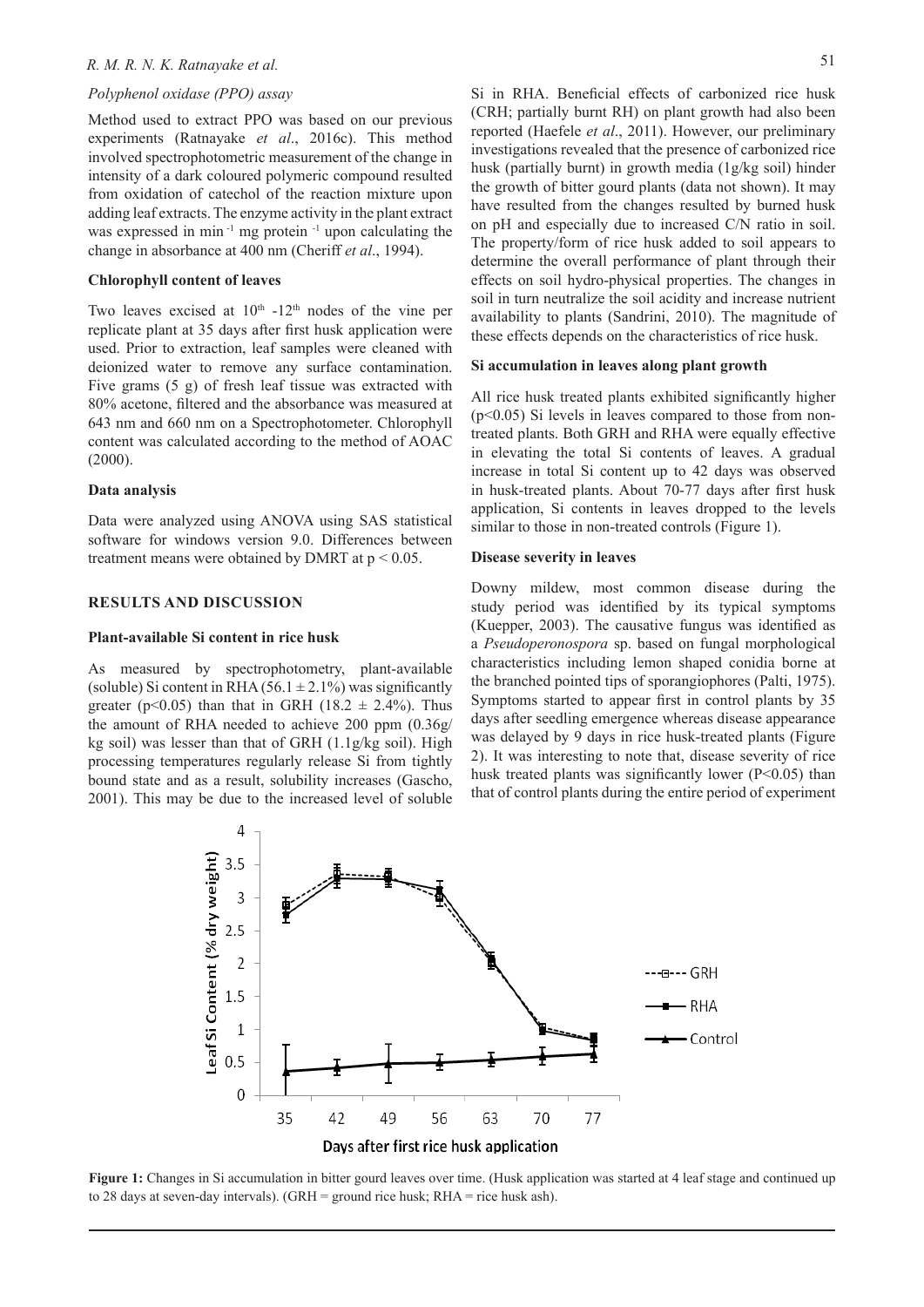*Polyphenol oxidase (PPO) assay*

Method used to extract PPO was based on our previous experiments (Ratnayake *et al*., 2016c). This method involved spectrophotometric measurement of the change in intensity of a dark coloured polymeric compound resulted from oxidation of catechol of the reaction mixture upon adding leaf extracts. The enzyme activity in the plant extract was expressed in min $^{-1}$ mg protein $^{-1}$ upon calculating the change in absorbance at 400 nm (Cheriff *et al*., 1994).

### Chlorophyll content of leaves

Two leaves excised at $10^{th}$ -$12^{th}$ nodes of the vine per replicate plant at 35 days after first husk application were used. Prior to extraction, leaf samples were cleaned with deionized water to remove any surface contamination. Five grams (5 g) of fresh leaf tissue was extracted with 80% acetone, filtered and the absorbance was measured at 643 nm and 660 nm on a Spectrophotometer. Chlorophyll content was calculated according to the method of AOAC (2000).

### Data analysis

Data were analyzed using ANOVA using SAS statistical software for windows version 9.0. Differences between treatment means were obtained by DMRT at $p < 0.05$.

## RESULTS AND DISCUSSION

### Plant-available Si content in rice husk

As measured by spectrophotometry, plant-available (soluble) Si content in RHA ($56.1 \pm 2.1\%$) was significantly greater ($p<0.05$) than that in GRH ($18.2 \pm 2.4\%$). Thus the amount of RHA needed to achieve 200 ppm (0.36g/kg soil) was lesser than that of GRH (1.1g/kg soil). High processing temperatures regularly release Si from tightly bound state and as a result, solubility increases (Gascho, 2001). This may be due to the increased level of soluble Si in RHA. Beneficial effects of carbonized rice husk (CRH; partially burnt RH) on plant growth had also been reported (Haefele *et al*., 2011). However, our preliminary investigations revealed that the presence of carbonized rice husk (partially burnt) in growth media (1g/kg soil) hinder the growth of bitter gourd plants (data not shown). It may have resulted from the changes resulted by burned husk on pH and especially due to increased C/N ratio in soil. The property/form of rice husk added to soil appears to determine the overall performance of plant through their effects on soil hydro-physical properties. The changes in soil in turn neutralize the soil acidity and increase nutrient availability to plants (Sandrini, 2010). The magnitude of these effects depends on the characteristics of rice husk.

### Si accumulation in leaves along plant growth

All rice husk treated plants exhibited significantly higher ($p<0.05$) Si levels in leaves compared to those from non-treated plants. Both GRH and RHA were equally effective in elevating the total Si contents of leaves. A gradual increase in total Si content up to 42 days was observed in husk-treated plants. About 70-77 days after first husk application, Si contents in leaves dropped to the levels similar to those in non-treated controls (Figure 1).

### Disease severity in leaves

Downy mildew, most common disease during the study period was identified by its typical symptoms (Kuepper, 2003). The causative fungus was identified as a *Pseudoperonospora* sp. based on fungal morphological characteristics including lemon shaped conidia borne at the branched pointed tips of sporangiophores (Palti, 1975). Symptoms started to appear first in control plants by 35 days after seedling emergence whereas disease appearance was delayed by 9 days in rice husk-treated plants (Figure 2). It was interesting to note that, disease severity of rice husk treated plants was significantly lower ($P<0.05$) than that of control plants during the entire period of experiment

Leaf Si Content (% dry weight)
4
3.5
3
2.5
2
1.5
1
0.5
0
35 42 49 56 63 70 77
Days after first rice husk application
GRH
RHA
Control

**Figure 1:** Changes in Si accumulation in bitter gourd leaves over time. (Husk application was started at 4 leaf stage and continued up to 28 days at seven-day intervals). (GRH = ground rice husk; RHA = rice husk ash).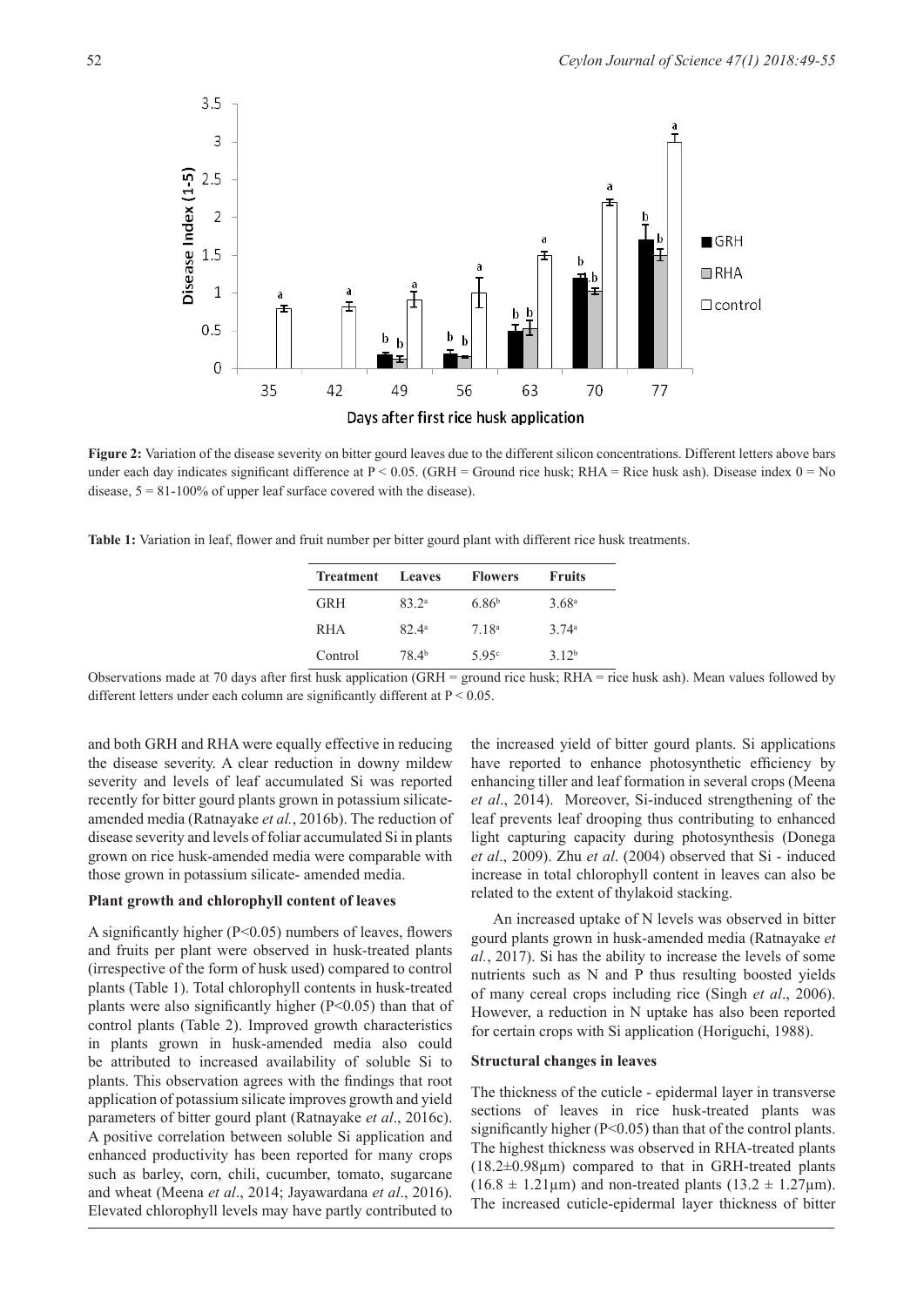3.5

3

2.5

2

1.5

1

0.5

0

Disease Index (1-5)

35 42 49 56 63 70 77

Days after first rice husk application

a a a a a a a b b b b b b b b b b b b

■ GRH ■ RHA □ control

**Figure 2:** Variation of the disease severity on bitter gourd leaves due to the different silicon concentrations. Different letters above bars under each day indicates significant difference at P < 0.05. (GRH = Ground rice husk; RHA = Rice husk ash). Disease index 0 = No disease, 5 = 81-100% of upper leaf surface covered with the disease).

**Table 1:** Variation in leaf, flower and fruit number per bitter gourd plant with different rice husk treatments.

| Treatment | Leaves | Flowers | Fruits |
|---|---|---|---|
| GRH | 83.2[a] | 6.86[b] | 3.68[a] |
| RHA | 82.4[a] | 7.18[a] | 3.74[a] |
| Control | 78.4[b] | 5.95[c] | 3.12[b] |

Observations made at 70 days after first husk application (GRH = ground rice husk; RHA = rice husk ash). Mean values followed by different letters under each column are significantly different at P < 0.05.

and both GRH and RHA were equally effective in reducing the disease severity. A clear reduction in downy mildew severity and levels of leaf accumulated Si was reported recently for bitter gourd plants grown in potassium silicate-amended media (Ratnayake *et al.*, 2016b). The reduction of disease severity and levels of foliar accumulated Si in plants grown on rice husk-amended media were comparable with those grown in potassium silicate- amended media.

### Plant growth and chlorophyll content of leaves

A significantly higher (P<0.05) numbers of leaves, flowers and fruits per plant were observed in husk-treated plants (irrespective of the form of husk used) compared to control plants (Table 1). Total chlorophyll contents in husk-treated plants were also significantly higher (P<0.05) than that of control plants (Table 2). Improved growth characteristics in plants grown in husk-amended media also could be attributed to increased availability of soluble Si to plants. This observation agrees with the findings that root application of potassium silicate improves growth and yield parameters of bitter gourd plant (Ratnayake *et al*., 2016c). A positive correlation between soluble Si application and enhanced productivity has been reported for many crops such as barley, corn, chili, cucumber, tomato, sugarcane and wheat (Meena *et al*., 2014; Jayawardana *et al*., 2016). Elevated chlorophyll levels may have partly contributed to the increased yield of bitter gourd plants. Si applications have reported to enhance photosynthetic efficiency by enhancing tiller and leaf formation in several crops (Meena *et al*., 2014). Moreover, Si-induced strengthening of the leaf prevents leaf drooping thus contributing to enhanced light capturing capacity during photosynthesis (Donega *et al*., 2009). Zhu *et al*. (2004) observed that Si - induced increase in total chlorophyll content in leaves can also be related to the extent of thylakoid stacking.

An increased uptake of N levels was observed in bitter gourd plants grown in husk-amended media (Ratnayake *et al.*, 2017). Si has the ability to increase the levels of some nutrients such as N and P thus resulting boosted yields of many cereal crops including rice (Singh *et al*., 2006). However, a reduction in N uptake has also been reported for certain crops with Si application (Horiguchi, 1988).

### Structural changes in leaves

The thickness of the cuticle - epidermal layer in transverse sections of leaves in rice husk-treated plants was significantly higher (P<0.05) than that of the control plants. The highest thickness was observed in RHA-treated plants (18.2±0.98μm) compared to that in GRH-treated plants (16.8 ± 1.21μm) and non-treated plants (13.2 ± 1.27μm). The increased cuticle-epidermal layer thickness of bitter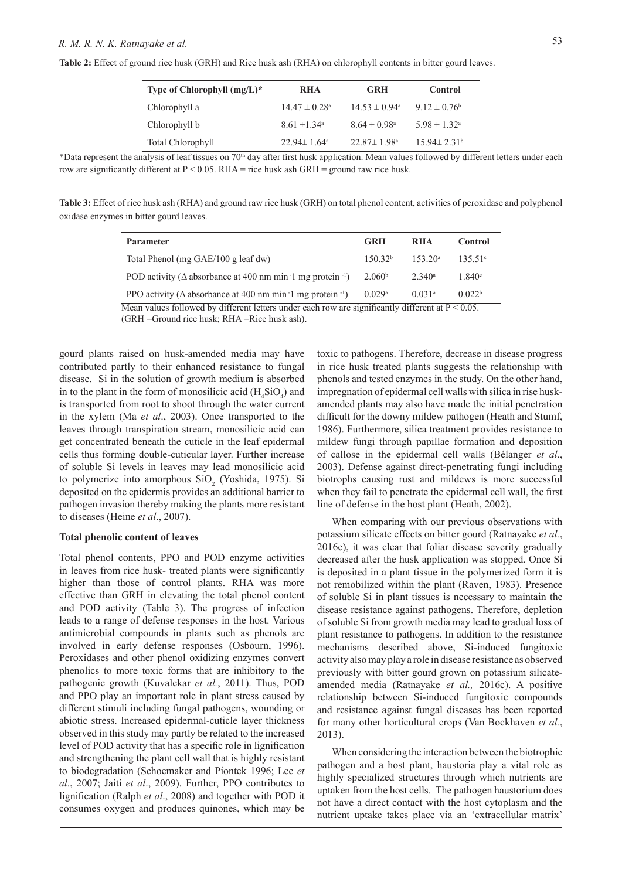**Table 2:** Effect of ground rice husk (GRH) and Rice husk ash (RHA) on chlorophyll contents in bitter gourd leaves.

| Type of Chlorophyll (mg/L)* | RHA | GRH | Control |
|---|---|---|---|
| Chlorophyll a | $14.47 \pm 0.28^{a}$ | $14.53 \pm 0.94^{a}$ | $9.12 \pm 0.76^{b}$ |
| Chlorophyll b | $8.61 \pm 1.34^{a}$ | $8.64 \pm 0.98^{a}$ | $5.98 \pm 1.32^{a}$ |
| Total Chlorophyll | $22.94 \pm 1.64^{a}$ | $22.87 \pm 1.98^{a}$ | $15.94 \pm 2.31^{b}$ |

*Data represent the analysis of leaf tissues on 70th day after first husk application. Mean values followed by different letters under each row are significantly different at $P < 0.05$. RHA = rice husk ash GRH = ground raw rice husk.

**Table 3:** Effect of rice husk ash (RHA) and ground raw rice husk (GRH) on total phenol content, activities of peroxidase and polyphenol oxidase enzymes in bitter gourd leaves.

| Parameter | GRH | RHA | Control |
|---|---|---|---|
| Total Phenol (mg GAE/100 g leaf dw) | $150.32^{b}$ | $153.20^{a}$ | $135.51^{c}$ |
| POD activity ($\Delta$ absorbance at 400 nm min$^{-1}$ mg protein $^{-1}$) | $2.060^{b}$ | $2.340^{a}$ | $1.840^{c}$ |
| PPO activity ($\Delta$ absorbance at 400 nm min$^{-1}$ mg protein $^{-1}$) | $0.029^{a}$ | $0.031^{a}$ | $0.022^{b}$ |

Mean values followed by different letters under each row are significantly different at $P < 0.05$.
(GRH =Ground rice husk; RHA =Rice husk ash).

gourd plants raised on husk-amended media may have contributed partly to their enhanced resistance to fungal disease. Si in the solution of growth medium is absorbed in to the plant in the form of monosilicic acid ($H_4SiO_4$) and is transported from root to shoot through the water current in the xylem (Ma *et al*., 2003). Once transported to the leaves through transpiration stream, monosilicic acid can get concentrated beneath the cuticle in the leaf epidermal cells thus forming double-cuticular layer. Further increase of soluble Si levels in leaves may lead monosilicic acid to polymerize into amorphous $SiO_2$ (Yoshida, 1975). Si deposited on the epidermis provides an additional barrier to pathogen invasion thereby making the plants more resistant to diseases (Heine *et al*., 2007).

### Total phenolic content of leaves

Total phenol contents, PPO and POD enzyme activities in leaves from rice husk- treated plants were significantly higher than those of control plants. RHA was more effective than GRH in elevating the total phenol content and POD activity (Table 3). The progress of infection leads to a range of defense responses in the host. Various antimicrobial compounds in plants such as phenols are involved in early defense responses (Osbourn, 1996). Peroxidases and other phenol oxidizing enzymes convert phenolics to more toxic forms that are inhibitory to the pathogenic growth (Kuvalekar *et al.*, 2011). Thus, POD and PPO play an important role in plant stress caused by different stimuli including fungal pathogens, wounding or abiotic stress. Increased epidermal-cuticle layer thickness observed in this study may partly be related to the increased level of POD activity that has a specific role in lignification and strengthening the plant cell wall that is highly resistant to biodegradation (Schoemaker and Piontek 1996; Lee *et al*., 2007; Jaiti *et al*., 2009). Further, PPO contributes to lignification (Ralph *et al*., 2008) and together with POD it consumes oxygen and produces quinones, which may be toxic to pathogens. Therefore, decrease in disease progress in rice husk treated plants suggests the relationship with phenols and tested enzymes in the study. On the other hand, impregnation of epidermal cell walls with silica in rise husk-amended plants may also have made the initial penetration difficult for the downy mildew pathogen (Heath and Stumf, 1986). Furthermore, silica treatment provides resistance to mildew fungi through papillae formation and deposition of callose in the epidermal cell walls (Bélanger *et al*., 2003). Defense against direct-penetrating fungi including biotrophs causing rust and mildews is more successful when they fail to penetrate the epidermal cell wall, the first line of defense in the host plant (Heath, 2002).

When comparing with our previous observations with potassium silicate effects on bitter gourd (Ratnayake *et al.*, 2016c), it was clear that foliar disease severity gradually decreased after the husk application was stopped. Once Si is deposited in a plant tissue in the polymerized form it is not remobilized within the plant (Raven, 1983). Presence of soluble Si in plant tissues is necessary to maintain the disease resistance against pathogens. Therefore, depletion of soluble Si from growth media may lead to gradual loss of plant resistance to pathogens. In addition to the resistance mechanisms described above, Si-induced fungitoxic activity also may play a role in disease resistance as observed previously with bitter gourd grown on potassium silicate-amended media (Ratnayake *et al.,* 2016c). A positive relationship between Si-induced fungitoxic compounds and resistance against fungal diseases has been reported for many other horticultural crops (Van Bockhaven *et al.*, 2013).

When considering the interaction between the biotrophic pathogen and a host plant, haustoria play a vital role as highly specialized structures through which nutrients are uptaken from the host cells. The pathogen haustorium does not have a direct contact with the host cytoplasm and the nutrient uptake takes place via an 'extracellular matrix'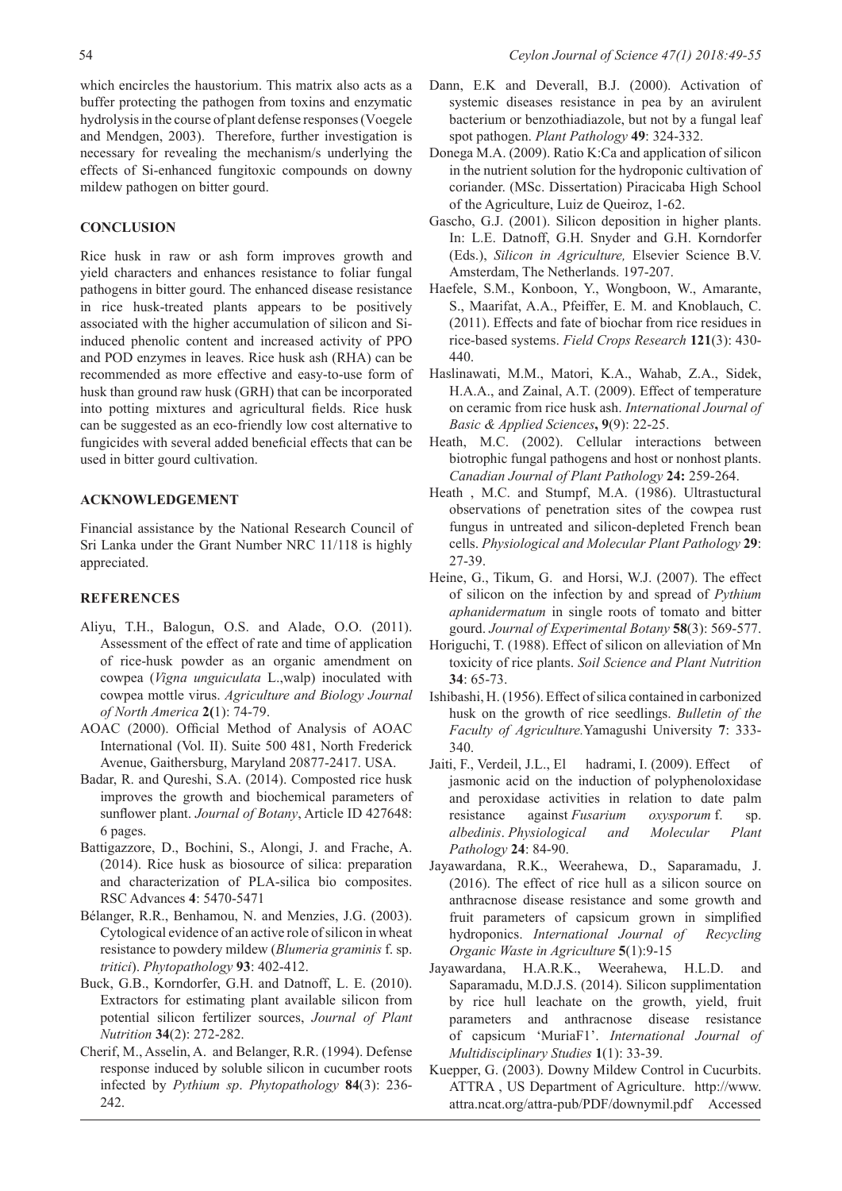which encircles the haustorium. This matrix also acts as a buffer protecting the pathogen from toxins and enzymatic hydrolysis in the course of plant defense responses (Voegele and Mendgen, 2003). Therefore, further investigation is necessary for revealing the mechanism/s underlying the effects of Si-enhanced fungitoxic compounds on downy mildew pathogen on bitter gourd.

## CONCLUSION

Rice husk in raw or ash form improves growth and yield characters and enhances resistance to foliar fungal pathogens in bitter gourd. The enhanced disease resistance in rice husk-treated plants appears to be positively associated with the higher accumulation of silicon and Si-induced phenolic content and increased activity of PPO and POD enzymes in leaves. Rice husk ash (RHA) can be recommended as more effective and easy-to-use form of husk than ground raw husk (GRH) that can be incorporated into potting mixtures and agricultural fields. Rice husk can be suggested as an eco-friendly low cost alternative to fungicides with several added beneficial effects that can be used in bitter gourd cultivation.

## ACKNOWLEDGEMENT

Financial assistance by the National Research Council of Sri Lanka under the Grant Number NRC 11/118 is highly appreciated.

## REFERENCES

Aliyu, T.H., Balogun, O.S. and Alade, O.O. (2011). Assessment of the effect of rate and time of application of rice-husk powder as an organic amendment on cowpea (*Vigna unguiculata* L.,walp) inoculated with cowpea mottle virus. *Agriculture and Biology Journal of North America* **2(**1): 74-79.

AOAC (2000). Official Method of Analysis of AOAC International (Vol. II). Suite 500 481, North Frederick Avenue, Gaithersburg, Maryland 20877-2417. USA.

Badar, R. and Qureshi, S.A. (2014). Composted rice husk improves the growth and biochemical parameters of sunflower plant. *Journal of Botany*, Article ID 427648: 6 pages.

Battigazzore, D., Bochini, S., Alongi, J. and Frache, A. (2014). Rice husk as biosource of silica: preparation and characterization of PLA-silica bio composites. RSC Advances **4**: 5470-5471

Bélanger, R.R., Benhamou, N. and Menzies, J.G. (2003). Cytological evidence of an active role of silicon in wheat resistance to powdery mildew (*Blumeria graminis* f. sp. *tritici*). *Phytopathology* **93**: 402-412.

Buck, G.B., Korndorfer, G.H. and Datnoff, L. E. (2010). Extractors for estimating plant available silicon from potential silicon fertilizer sources, *Journal of Plant Nutrition* **34**(2): 272-282.

Cherif, M., Asselin, A. and Belanger, R.R. (1994). Defense response induced by soluble silicon in cucumber roots infected by *Pythium sp*. *Phytopathology* **84**(3): 236-242.

Dann, E.K and Deverall, B.J. (2000). Activation of systemic diseases resistance in pea by an avirulent bacterium or benzothiadiazole, but not by a fungal leaf spot pathogen. *Plant Pathology* **49**: 324-332.

Donega M.A. (2009). Ratio K:Ca and application of silicon in the nutrient solution for the hydroponic cultivation of coriander. (MSc. Dissertation) Piracicaba High School of the Agriculture, Luiz de Queiroz, 1-62.

Gascho, G.J. (2001). Silicon deposition in higher plants. In: L.E. Datnoff, G.H. Snyder and G.H. Korndorfer (Eds.), *Silicon in Agriculture,* Elsevier Science B.V. Amsterdam, The Netherlands. 197-207.

Haefele, S.M., Konboon, Y., Wongboon, W., Amarante, S., Maarifat, A.A., Pfeiffer, E. M. and Knoblauch, C. (2011). Effects and fate of biochar from rice residues in rice-based systems. *Field Crops Research* **121**(3): 430-440.

Haslinawati, M.M., Matori, K.A., Wahab, Z.A., Sidek, H.A.A., and Zainal, A.T. (2009). Effect of temperature on ceramic from rice husk ash. *International Journal of Basic & Applied Sciences***, 9**(9): 22-25.

Heath, M.C. (2002). Cellular interactions between biotrophic fungal pathogens and host or nonhost plants. *Canadian Journal of Plant Pathology* **24:** 259-264.

Heath , M.C. and Stumpf, M.A. (1986). Ultrastuctural observations of penetration sites of the cowpea rust fungus in untreated and silicon-depleted French bean cells. *Physiological and Molecular Plant Pathology* **29**: 27-39.

Heine, G., Tikum, G. and Horsi, W.J. (2007). The effect of silicon on the infection by and spread of *Pythium aphanidermatum* in single roots of tomato and bitter gourd. *Journal of Experimental Botany* **58**(3): 569-577.

Horiguchi, T. (1988). Effect of silicon on alleviation of Mn toxicity of rice plants. *Soil Science and Plant Nutrition* **34**: 65-73.

Ishibashi, H. (1956). Effect of silica contained in carbonized husk on the growth of rice seedlings. *Bulletin of the Faculty of Agriculture.*Yamagushi University **7**: 333-340.

Jaiti, F., Verdeil, J.L., El hadrami, I. (2009). Effect of jasmonic acid on the induction of polyphenoloxidase and peroxidase activities in relation to date palm resistance against *Fusarium oxysporum* f. sp. *albedinis*. *Physiological and Molecular Plant Pathology* **24**: 84-90.

Jayawardana, R.K., Weerahewa, D., Saparamadu, J. (2016). The effect of rice hull as a silicon source on anthracnose disease resistance and some growth and fruit parameters of capsicum grown in simplified hydroponics. *International Journal of Recycling Organic Waste in Agriculture* **5**(1):9-15

Jayawardana, H.A.R.K., Weerahewa, H.L.D. and Saparamadu, M.D.J.S. (2014). Silicon supplimentation by rice hull leachate on the growth, yield, fruit parameters and anthracnose disease resistance of capsicum 'MuriaF1'. *International Journal of Multidisciplinary Studies* **1**(1): 33-39.

Kuepper, G. (2003). Downy Mildew Control in Cucurbits. ATTRA , US Department of Agriculture. http://www.attra.ncat.org/attra-pub/PDF/downymil.pdf Accessed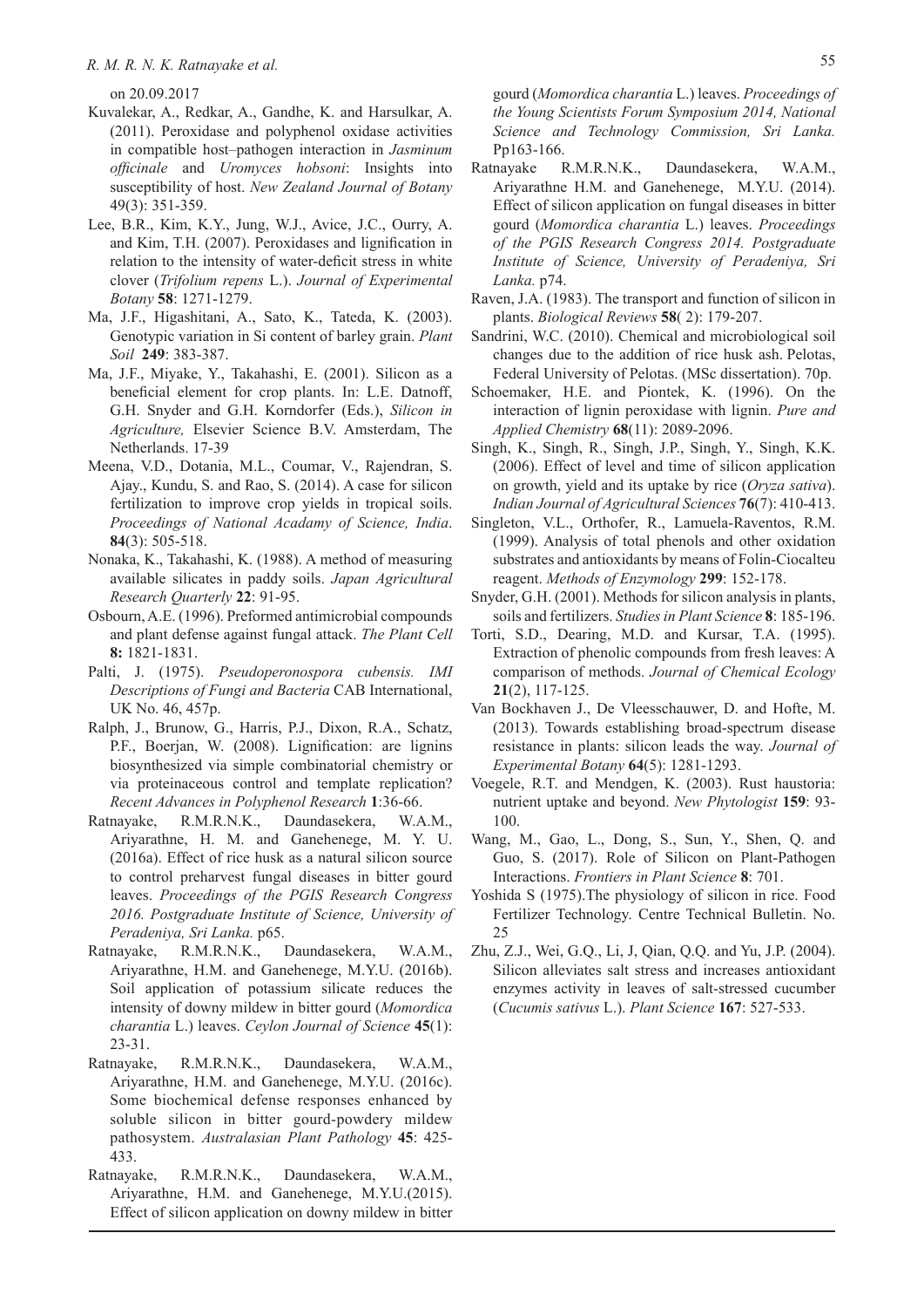on 20.09.2017

Kuvalekar, A., Redkar, A., Gandhe, K. and Harsulkar, A. (2011). Peroxidase and polyphenol oxidase activities in compatible host–pathogen interaction in *Jasminum officinale* and *Uromyces hobsoni*: Insights into susceptibility of host. *New Zealand Journal of Botany* 49(3): 351-359.

Lee, B.R., Kim, K.Y., Jung, W.J., Avice, J.C., Ourry, A. and Kim, T.H. (2007). Peroxidases and lignification in relation to the intensity of water-deficit stress in white clover (*Trifolium repens* L.). *Journal of Experimental Botany* **58**: 1271-1279.

Ma, J.F., Higashitani, A., Sato, K., Tateda, K. (2003). Genotypic variation in Si content of barley grain. *Plant Soil* **249**: 383-387.

Ma, J.F., Miyake, Y., Takahashi, E. (2001). Silicon as a beneficial element for crop plants. In: L.E. Datnoff, G.H. Snyder and G.H. Korndorfer (Eds.), *Silicon in Agriculture,* Elsevier Science B.V. Amsterdam, The Netherlands. 17-39

Meena, V.D., Dotania, M.L., Coumar, V., Rajendran, S. Ajay., Kundu, S. and Rao, S. (2014). A case for silicon fertilization to improve crop yields in tropical soils. *Proceedings of National Acadamy of Science, India*. **84**(3): 505-518.

Nonaka, K., Takahashi, K. (1988). A method of measuring available silicates in paddy soils. *Japan Agricultural Research Quarterly* **22**: 91-95.

Osbourn, A.E. (1996). Preformed antimicrobial compounds and plant defense against fungal attack. *The Plant Cell* **8:** 1821-1831.

Palti, J. (1975). *Pseudoperonospora cubensis. IMI Descriptions of Fungi and Bacteria* CAB International, UK No. 46, 457p.

Ralph, J., Brunow, G., Harris, P.J., Dixon, R.A., Schatz, P.F., Boerjan, W. (2008). Lignification: are lignins biosynthesized via simple combinatorial chemistry or via proteinaceous control and template replication? *Recent Advances in Polyphenol Research* **1**:36-66.

Ratnayake, R.M.R.N.K., Daundasekera, W.A.M., Ariyarathne, H. M. and Ganehenege, M. Y. U. (2016a). Effect of rice husk as a natural silicon source to control preharvest fungal diseases in bitter gourd leaves. *Proceedings of the PGIS Research Congress 2016. Postgraduate Institute of Science, University of Peradeniya, Sri Lanka.* p65.

Ratnayake, R.M.R.N.K., Daundasekera, W.A.M., Ariyarathne, H.M. and Ganehenege, M.Y.U. (2016b). Soil application of potassium silicate reduces the intensity of downy mildew in bitter gourd (*Momordica charantia* L.) leaves. *Ceylon Journal of Science* **45**(1): 23-31.

Ratnayake, R.M.R.N.K., Daundasekera, W.A.M., Ariyarathne, H.M. and Ganehenege, M.Y.U. (2016c). Some biochemical defense responses enhanced by soluble silicon in bitter gourd-powdery mildew pathosystem. *Australasian Plant Pathology* **45**: 425-433.

Ratnayake, R.M.R.N.K., Daundasekera, W.A.M., Ariyarathne, H.M. and Ganehenege, M.Y.U.(2015). Effect of silicon application on downy mildew in bitter gourd (*Momordica charantia* L.) leaves. *Proceedings of the Young Scientists Forum Symposium 2014, National Science and Technology Commission, Sri Lanka.* Pp163-166.

Ratnayake R.M.R.N.K., Daundasekera, W.A.M., Ariyarathne H.M. and Ganehenege, M.Y.U. (2014). Effect of silicon application on fungal diseases in bitter gourd (*Momordica charantia* L.) leaves. *Proceedings of the PGIS Research Congress 2014. Postgraduate Institute of Science, University of Peradeniya, Sri Lanka.* p74.

Raven, J.A. (1983). The transport and function of silicon in plants. *Biological Reviews* **58**( 2): 179-207.

Sandrini, W.C. (2010). Chemical and microbiological soil changes due to the addition of rice husk ash. Pelotas, Federal University of Pelotas. (MSc dissertation). 70p.

Schoemaker, H.E. and Piontek, K. (1996). On the interaction of lignin peroxidase with lignin. *Pure and Applied Chemistry* **68**(11): 2089-2096.

Singh, K., Singh, R., Singh, J.P., Singh, Y., Singh, K.K. (2006). Effect of level and time of silicon application on growth, yield and its uptake by rice (*Oryza sativa*). *Indian Journal of Agricultural Sciences* **76**(7): 410-413.

Singleton, V.L., Orthofer, R., Lamuela-Raventos, R.M. (1999). Analysis of total phenols and other oxidation substrates and antioxidants by means of Folin-Ciocalteu reagent. *Methods of Enzymology* **299**: 152-178.

Snyder, G.H. (2001). Methods for silicon analysis in plants, soils and fertilizers. *Studies in Plant Science* **8**: 185-196.

Torti, S.D., Dearing, M.D. and Kursar, T.A. (1995). Extraction of phenolic compounds from fresh leaves: A comparison of methods. *Journal of Chemical Ecology* **21**(2), 117-125.

Van Bockhaven J., De Vleesschauwer, D. and Hofte, M. (2013). Towards establishing broad-spectrum disease resistance in plants: silicon leads the way. *Journal of Experimental Botany* **64**(5): 1281-1293.

Voegele, R.T. and Mendgen, K. (2003). Rust haustoria: nutrient uptake and beyond. *New Phytologist* **159**: 93-100.

Wang, M., Gao, L., Dong, S., Sun, Y., Shen, Q. and Guo, S. (2017). Role of Silicon on Plant-Pathogen Interactions. *Frontiers in Plant Science* **8**: 701.

Yoshida S (1975).The physiology of silicon in rice. Food Fertilizer Technology. Centre Technical Bulletin. No. 25

Zhu, Z.J., Wei, G.Q., Li, J, Qian, Q.Q. and Yu, J.P. (2004). Silicon alleviates salt stress and increases antioxidant enzymes activity in leaves of salt-stressed cucumber (*Cucumis sativus* L.). *Plant Science* **167**: 527-533.